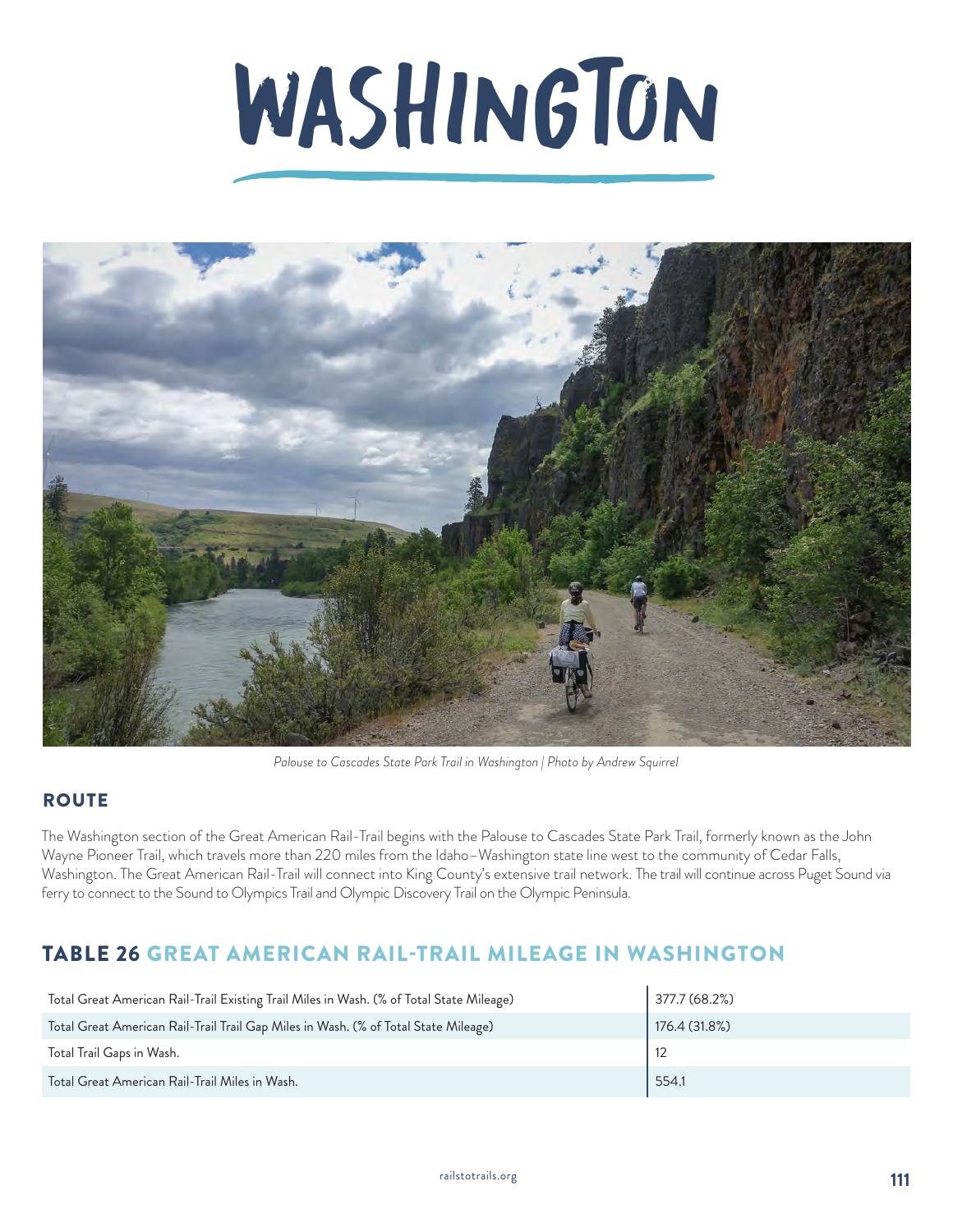# WASHINGTON

*Palouse to Cascades State Park Trail in Washington | Photo by Andrew Squirrel*

## ROUTE

The Washington section of the Great American Rail-Trail begins with the Palouse to Cascades State Park Trail, formerly known as the John Wayne Pioneer Trail, which travels more than 220 miles from the Idaho–Washington state line west to the community of Cedar Falls, Washington. The Great American Rail-Trail will connect into King County's extensive trail network. The trail will continue across Puget Sound via ferry to connect to the Sound to Olympics Trail and Olympic Discovery Trail on the Olympic Peninsula.

## TABLE 26 GREAT AMERICAN RAIL-TRAIL MILEAGE IN WASHINGTON

| | |
|---|---|
| Total Great American Rail-Trail Existing Trail Miles in Wash. (% of Total State Mileage) | 377.7 (68.2%) |
| Total Great American Rail-Trail Trail Gap Miles in Wash. (% of Total State Mileage) | 176.4 (31.8%) |
| Total Trail Gaps in Wash. | 12 |
| Total Great American Rail-Trail Miles in Wash. | 554.1 |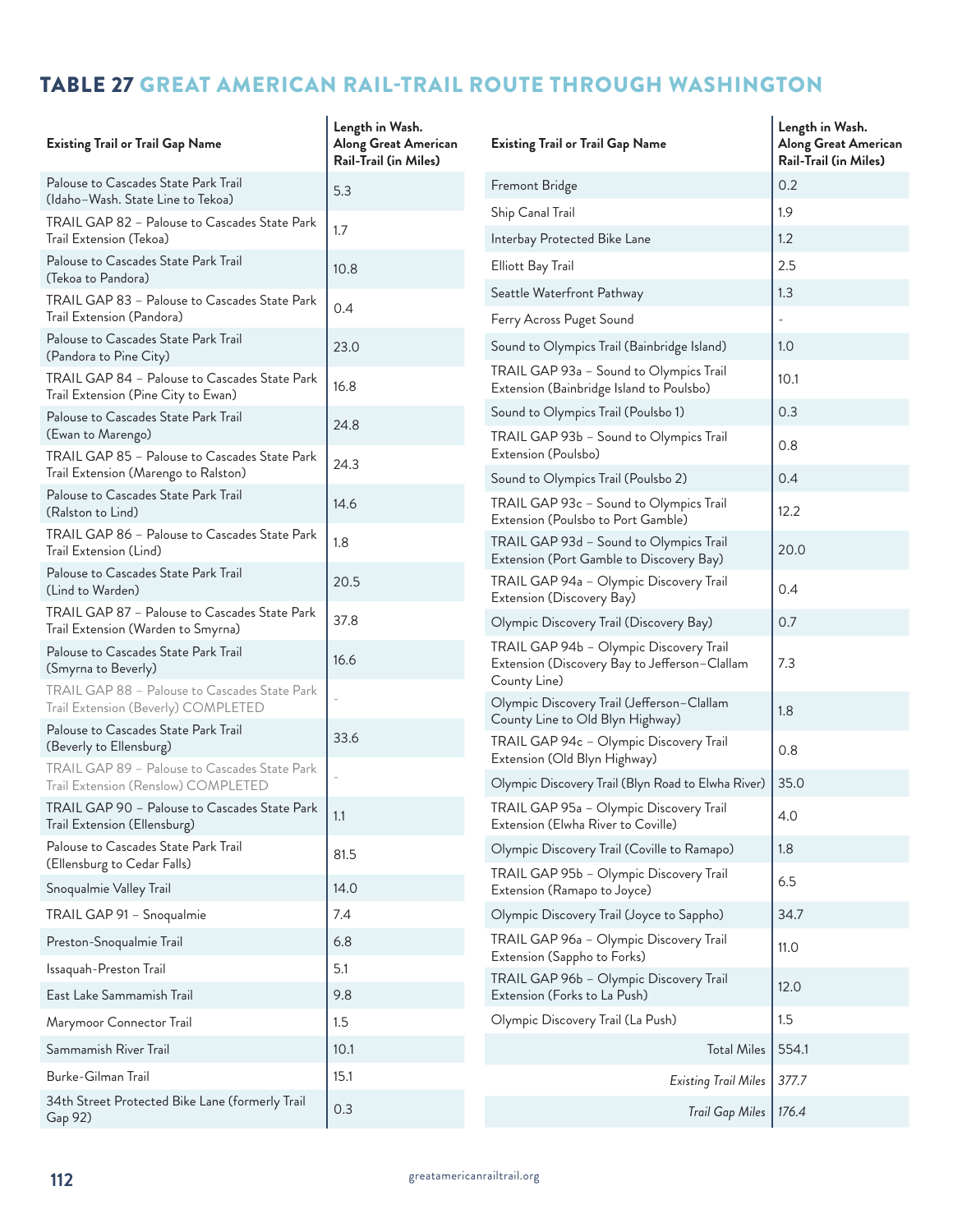# TABLE 27 GREAT AMERICAN RAIL-TRAIL ROUTE THROUGH WASHINGTON

| Existing Trail or Trail Gap Name | Length in Wash. Along Great American Rail-Trail (in Miles) |
|---|---|
| Palouse to Cascades State Park Trail (Idaho–Wash. State Line to Tekoa) | 5.3 |
| TRAIL GAP 82 – Palouse to Cascades State Park Trail Extension (Tekoa) | 1.7 |
| Palouse to Cascades State Park Trail (Tekoa to Pandora) | 10.8 |
| TRAIL GAP 83 – Palouse to Cascades State Park Trail Extension (Pandora) | 0.4 |
| Palouse to Cascades State Park Trail (Pandora to Pine City) | 23.0 |
| TRAIL GAP 84 – Palouse to Cascades State Park Trail Extension (Pine City to Ewan) | 16.8 |
| Palouse to Cascades State Park Trail (Ewan to Marengo) | 24.8 |
| TRAIL GAP 85 – Palouse to Cascades State Park Trail Extension (Marengo to Ralston) | 24.3 |
| Palouse to Cascades State Park Trail (Ralston to Lind) | 14.6 |
| TRAIL GAP 86 – Palouse to Cascades State Park Trail Extension (Lind) | 1.8 |
| Palouse to Cascades State Park Trail (Lind to Warden) | 20.5 |
| TRAIL GAP 87 – Palouse to Cascades State Park Trail Extension (Warden to Smyrna) | 37.8 |
| Palouse to Cascades State Park Trail (Smyrna to Beverly) | 16.6 |
| TRAIL GAP 88 – Palouse to Cascades State Park Trail Extension (Beverly) COMPLETED | - |
| Palouse to Cascades State Park Trail (Beverly to Ellensburg) | 33.6 |
| TRAIL GAP 89 – Palouse to Cascades State Park Trail Extension (Renslow) COMPLETED | - |
| TRAIL GAP 90 – Palouse to Cascades State Park Trail Extension (Ellensburg) | 1.1 |
| Palouse to Cascades State Park Trail (Ellensburg to Cedar Falls) | 81.5 |
| Snoqualmie Valley Trail | 14.0 |
| TRAIL GAP 91 – Snoqualmie | 7.4 |
| Preston-Snoqualmie Trail | 6.8 |
| Issaquah-Preston Trail | 5.1 |
| East Lake Sammamish Trail | 9.8 |
| Marymoor Connector Trail | 1.5 |
| Sammamish River Trail | 10.1 |
| Burke-Gilman Trail | 15.1 |
| 34th Street Protected Bike Lane (formerly Trail Gap 92) | 0.3 |
| Fremont Bridge | 0.2 |
| Ship Canal Trail | 1.9 |
| Interbay Protected Bike Lane | 1.2 |
| Elliott Bay Trail | 2.5 |
| Seattle Waterfront Pathway | 1.3 |
| Ferry Across Puget Sound | - |
| Sound to Olympics Trail (Bainbridge Island) | 1.0 |
| TRAIL GAP 93a – Sound to Olympics Trail Extension (Bainbridge Island to Poulsbo) | 10.1 |
| Sound to Olympics Trail (Poulsbo 1) | 0.3 |
| TRAIL GAP 93b – Sound to Olympics Trail Extension (Poulsbo) | 0.8 |
| Sound to Olympics Trail (Poulsbo 2) | 0.4 |
| TRAIL GAP 93c – Sound to Olympics Trail Extension (Poulsbo to Port Gamble) | 12.2 |
| TRAIL GAP 93d – Sound to Olympics Trail Extension (Port Gamble to Discovery Bay) | 20.0 |
| TRAIL GAP 94a – Olympic Discovery Trail Extension (Discovery Bay) | 0.4 |
| Olympic Discovery Trail (Discovery Bay) | 0.7 |
| TRAIL GAP 94b – Olympic Discovery Trail Extension (Discovery Bay to Jefferson–Clallam County Line) | 7.3 |
| Olympic Discovery Trail (Jefferson–Clallam County Line to Old Blyn Highway) | 1.8 |
| TRAIL GAP 94c – Olympic Discovery Trail Extension (Old Blyn Highway) | 0.8 |
| Olympic Discovery Trail (Blyn Road to Elwha River) | 35.0 |
| TRAIL GAP 95a – Olympic Discovery Trail Extension (Elwha River to Coville) | 4.0 |
| Olympic Discovery Trail (Coville to Ramapo) | 1.8 |
| TRAIL GAP 95b – Olympic Discovery Trail Extension (Ramapo to Joyce) | 6.5 |
| Olympic Discovery Trail (Joyce to Sappho) | 34.7 |
| TRAIL GAP 96a – Olympic Discovery Trail Extension (Sappho to Forks) | 11.0 |
| TRAIL GAP 96b – Olympic Discovery Trail Extension (Forks to La Push) | 12.0 |
| Olympic Discovery Trail (La Push) | 1.5 |
| Total Miles | 554.1 |
| *Existing Trail Miles* | *377.7* |
| *Trail Gap Miles* | *176.4* |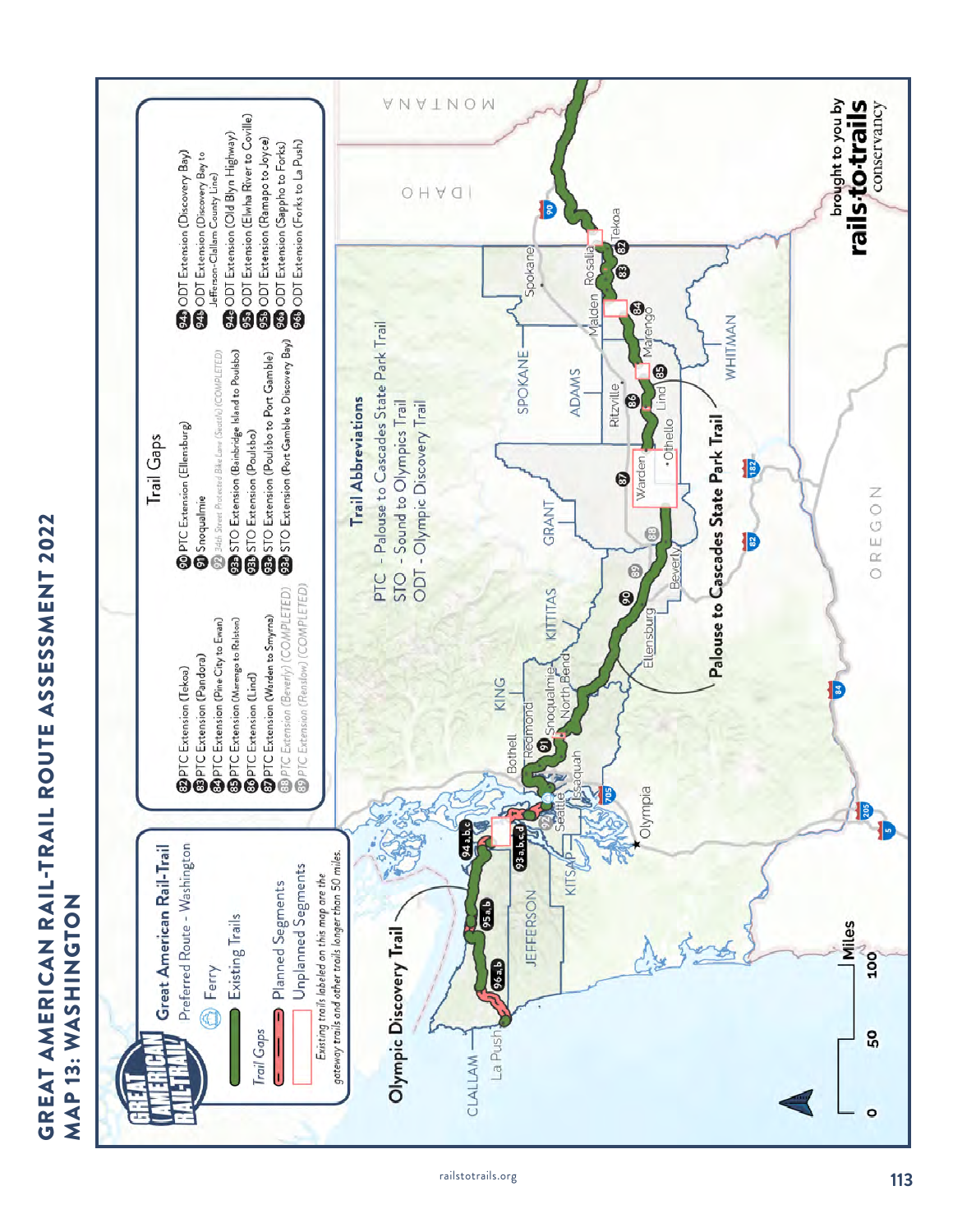# GREAT AMERICAN RAIL-TRAIL ROUTE ASSESSMENT 2022
## MAP 13: WASHINGTON

**Great American Rail-Trail**
Preferred Route - Washington

- Ferry
- Existing Trails
- Trail Gaps
  - Planned Segments
  - Unplanned Segments

*Existing trails labeled on this map are the gateway trails and other trails longer than 50 miles.*

### Trail Gaps

- 82 PTC Extension (Tekoa)
- 83 PTC Extension (Pandora)
- 84 PTC Extension (Pine City to Ewan)
- 85 PTC Extension (Marengo to Ralston)
- 86 PTC Extension (Lind)
- 87 PTC Extension (Warden to Smyrna)
- 88 PTC Extension (Beverly) (COMPLETED)
- 89 PTC Extension (Renslow) (COMPLETED)
- 90 PTC Extension (Ellensburg)
- 91 Snoqualmie
- 92 34th Street Protected Bike Lane (Seattle) (COMPLETED)
- 93a STO Extension (Bainbridge Island to Poulsbo)
- 93b STO Extension (Poulsbo)
- 93c STO Extension (Poulsbo to Port Gamble)
- 93d STO Extension (Port Gamble to Discovery Bay)
- 94a ODT Extension (Discovery Bay)
- 94b ODT Extension (Discovery Bay to Jefferson-Clallam County Line)
- 94c ODT Extension (Old Blyn Highway)
- 95a ODT Extension (Elwha River to Coville)
- 95b ODT Extension (Ramapo to Joyce)
- 96a ODT Extension (Sappho to Forks)
- 96b ODT Extension (Forks to La Push)

### Trail Abbreviations

- PTC - Palouse to Cascades State Park Trail
- STO - Sound to Olympics Trail
- ODT - Olympic Discovery Trail

Olympic Discovery Trail

Palouse to Cascades State Park Trail

Miles: 0, 50, 100

brought to you by rails·to·trails conservancy

railstotrails.org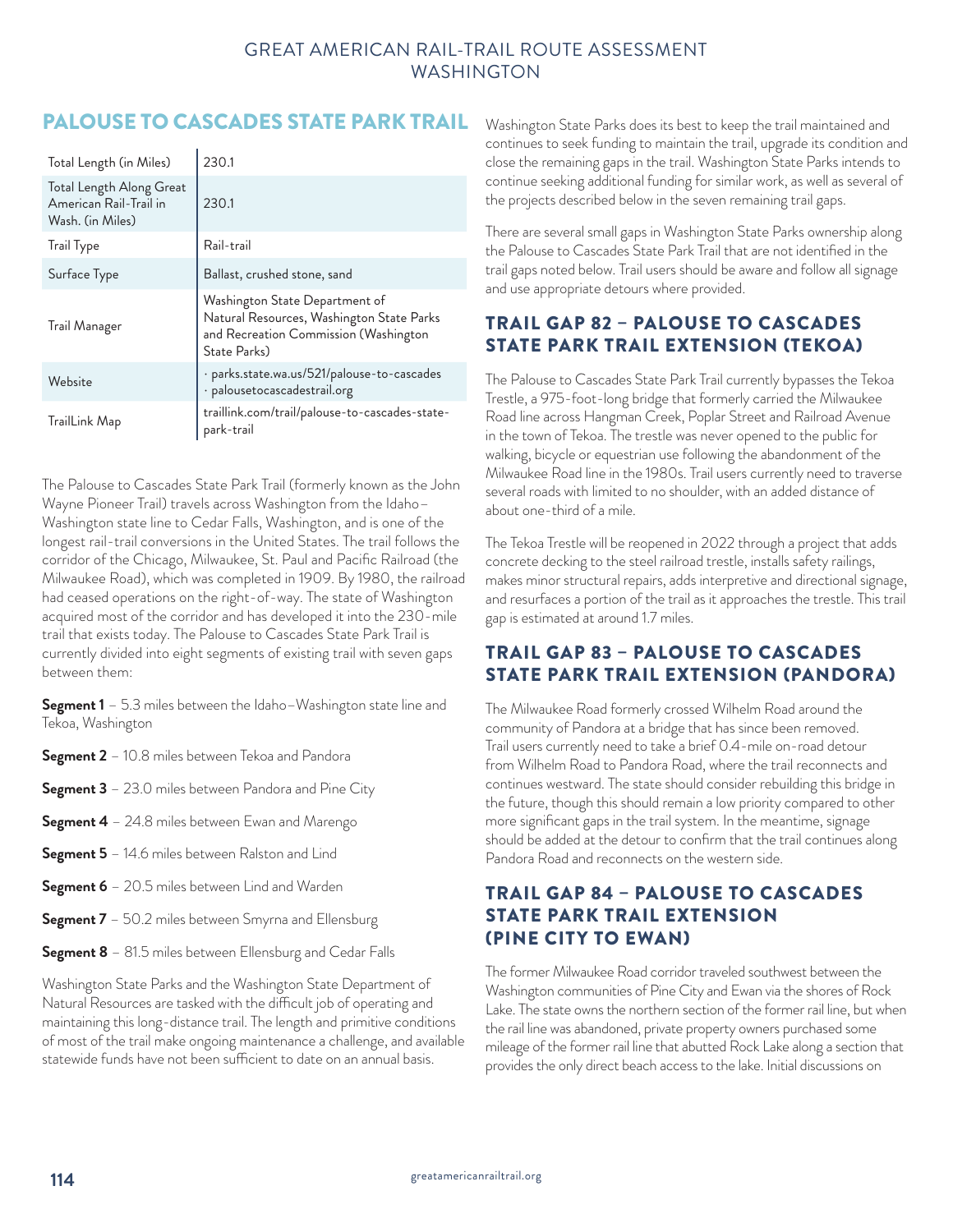## PALOUSE TO CASCADES STATE PARK TRAIL

| | |
|---|---|
| Total Length (in Miles) | 230.1 |
| Total Length Along Great American Rail-Trail in Wash. (in Miles) | 230.1 |
| Trail Type | Rail-trail |
| Surface Type | Ballast, crushed stone, sand |
| Trail Manager | Washington State Department of Natural Resources, Washington State Parks and Recreation Commission (Washington State Parks) |
| Website | · parks.state.wa.us/521/palouse-to-cascades · palousetocascadestrail.org |
| TrailLink Map | traillink.com/trail/palouse-to-cascades-state-park-trail |

The Palouse to Cascades State Park Trail (formerly known as the John Wayne Pioneer Trail) travels across Washington from the Idaho–Washington state line to Cedar Falls, Washington, and is one of the longest rail-trail conversions in the United States. The trail follows the corridor of the Chicago, Milwaukee, St. Paul and Pacific Railroad (the Milwaukee Road), which was completed in 1909. By 1980, the railroad had ceased operations on the right-of-way. The state of Washington acquired most of the corridor and has developed it into the 230-mile trail that exists today. The Palouse to Cascades State Park Trail is currently divided into eight segments of existing trail with seven gaps between them:

**Segment 1** – 5.3 miles between the Idaho–Washington state line and Tekoa, Washington

**Segment 2** – 10.8 miles between Tekoa and Pandora

**Segment 3** – 23.0 miles between Pandora and Pine City

**Segment 4** – 24.8 miles between Ewan and Marengo

**Segment 5** – 14.6 miles between Ralston and Lind

**Segment 6** – 20.5 miles between Lind and Warden

**Segment 7** – 50.2 miles between Smyrna and Ellensburg

**Segment 8** – 81.5 miles between Ellensburg and Cedar Falls

Washington State Parks and the Washington State Department of Natural Resources are tasked with the difficult job of operating and maintaining this long-distance trail. The length and primitive conditions of most of the trail make ongoing maintenance a challenge, and available statewide funds have not been sufficient to date on an annual basis. Washington State Parks does its best to keep the trail maintained and continues to seek funding to maintain the trail, upgrade its condition and close the remaining gaps in the trail. Washington State Parks intends to continue seeking additional funding for similar work, as well as several of the projects described below in the seven remaining trail gaps.

There are several small gaps in Washington State Parks ownership along the Palouse to Cascades State Park Trail that are not identified in the trail gaps noted below. Trail users should be aware and follow all signage and use appropriate detours where provided.

### TRAIL GAP 82 – PALOUSE TO CASCADES STATE PARK TRAIL EXTENSION (TEKOA)

The Palouse to Cascades State Park Trail currently bypasses the Tekoa Trestle, a 975-foot-long bridge that formerly carried the Milwaukee Road line across Hangman Creek, Poplar Street and Railroad Avenue in the town of Tekoa. The trestle was never opened to the public for walking, bicycle or equestrian use following the abandonment of the Milwaukee Road line in the 1980s. Trail users currently need to traverse several roads with limited to no shoulder, with an added distance of about one-third of a mile.

The Tekoa Trestle will be reopened in 2022 through a project that adds concrete decking to the steel railroad trestle, installs safety railings, makes minor structural repairs, adds interpretive and directional signage, and resurfaces a portion of the trail as it approaches the trestle. This trail gap is estimated at around 1.7 miles.

### TRAIL GAP 83 – PALOUSE TO CASCADES STATE PARK TRAIL EXTENSION (PANDORA)

The Milwaukee Road formerly crossed Wilhelm Road around the community of Pandora at a bridge that has since been removed. Trail users currently need to take a brief 0.4-mile on-road detour from Wilhelm Road to Pandora Road, where the trail reconnects and continues westward. The state should consider rebuilding this bridge in the future, though this should remain a low priority compared to other more significant gaps in the trail system. In the meantime, signage should be added at the detour to confirm that the trail continues along Pandora Road and reconnects on the western side.

### TRAIL GAP 84 – PALOUSE TO CASCADES STATE PARK TRAIL EXTENSION (PINE CITY TO EWAN)

The former Milwaukee Road corridor traveled southwest between the Washington communities of Pine City and Ewan via the shores of Rock Lake. The state owns the northern section of the former rail line, but when the rail line was abandoned, private property owners purchased some mileage of the former rail line that abutted Rock Lake along a section that provides the only direct beach access to the lake. Initial discussions on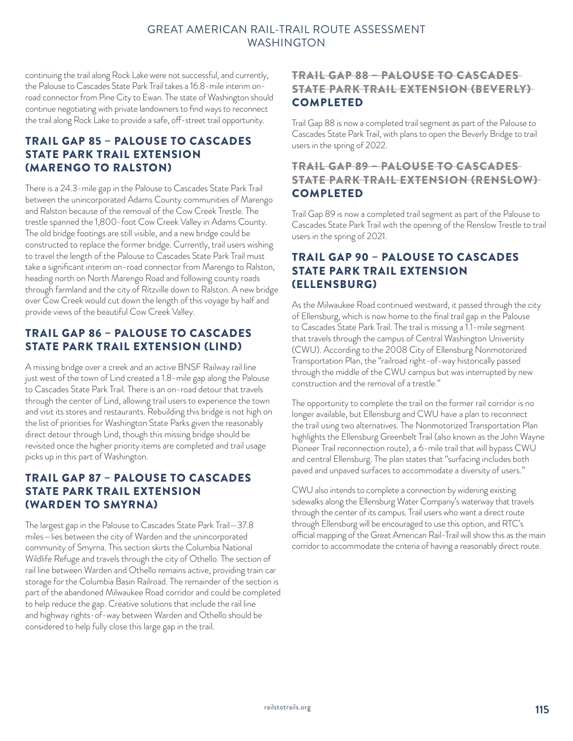continuing the trail along Rock Lake were not successful, and currently, the Palouse to Cascades State Park Trail takes a 16.8-mile interim on-road connector from Pine City to Ewan. The state of Washington should continue negotiating with private landowners to find ways to reconnect the trail along Rock Lake to provide a safe, off-street trail opportunity.

## TRAIL GAP 85 – PALOUSE TO CASCADES STATE PARK TRAIL EXTENSION (MARENGO TO RALSTON)

There is a 24.3-mile gap in the Palouse to Cascades State Park Trail between the unincorporated Adams County communities of Marengo and Ralston because of the removal of the Cow Creek Trestle. The trestle spanned the 1,800-foot Cow Creek Valley in Adams County. The old bridge footings are still visible, and a new bridge could be constructed to replace the former bridge. Currently, trail users wishing to travel the length of the Palouse to Cascades State Park Trail must take a significant interim on-road connector from Marengo to Ralston, heading north on North Marengo Road and following county roads through farmland and the city of Ritzville down to Ralston. A new bridge over Cow Creek would cut down the length of this voyage by half and provide views of the beautiful Cow Creek Valley.

## TRAIL GAP 86 – PALOUSE TO CASCADES STATE PARK TRAIL EXTENSION (LIND)

A missing bridge over a creek and an active BNSF Railway rail line just west of the town of Lind created a 1.8-mile gap along the Palouse to Cascades State Park Trail. There is an on-road detour that travels through the center of Lind, allowing trail users to experience the town and visit its stores and restaurants. Rebuilding this bridge is not high on the list of priorities for Washington State Parks given the reasonably direct detour through Lind, though this missing bridge should be revisited once the higher priority items are completed and trail usage picks up in this part of Washington.

## TRAIL GAP 87 – PALOUSE TO CASCADES STATE PARK TRAIL EXTENSION (WARDEN TO SMYRNA)

The largest gap in the Palouse to Cascades State Park Trail—37.8 miles—lies between the city of Warden and the unincorporated community of Smyrna. This section skirts the Columbia National Wildlife Refuge and travels through the city of Othello. The section of rail line between Warden and Othello remains active, providing train car storage for the Columbia Basin Railroad. The remainder of the section is part of the abandoned Milwaukee Road corridor and could be completed to help reduce the gap. Creative solutions that include the rail line and highway rights-of-way between Warden and Othello should be considered to help fully close this large gap in the trail.

## ~~TRAIL GAP 88 – PALOUSE TO CASCADES STATE PARK TRAIL EXTENSION (BEVERLY)~~ COMPLETED

Trail Gap 88 is now a completed trail segment as part of the Palouse to Cascades State Park Trail, with plans to open the Beverly Bridge to trail users in the spring of 2022.

## ~~TRAIL GAP 89 – PALOUSE TO CASCADES STATE PARK TRAIL EXTENSION (RENSLOW)~~ COMPLETED

Trail Gap 89 is now a completed trail segment as part of the Palouse to Cascades State Park Trail with the opening of the Renslow Trestle to trail users in the spring of 2021.

## TRAIL GAP 90 – PALOUSE TO CASCADES STATE PARK TRAIL EXTENSION (ELLENSBURG)

As the Milwaukee Road continued westward, it passed through the city of Ellensburg, which is now home to the final trail gap in the Palouse to Cascades State Park Trail. The trail is missing a 1.1-mile segment that travels through the campus of Central Washington University (CWU). According to the 2008 City of Ellensburg Nonmotorized Transportation Plan, the "railroad right-of-way historically passed through the middle of the CWU campus but was interrupted by new construction and the removal of a trestle."

The opportunity to complete the trail on the former rail corridor is no longer available, but Ellensburg and CWU have a plan to reconnect the trail using two alternatives. The Nonmotorized Transportation Plan highlights the Ellensburg Greenbelt Trail (also known as the John Wayne Pioneer Trail reconnection route), a 6-mile trail that will bypass CWU and central Ellensburg. The plan states that "surfacing includes both paved and unpaved surfaces to accommodate a diversity of users."

CWU also intends to complete a connection by widening existing sidewalks along the Ellensburg Water Company's waterway that travels through the center of its campus. Trail users who want a direct route through Ellensburg will be encouraged to use this option, and RTC's official mapping of the Great American Rail-Trail will show this as the main corridor to accommodate the criteria of having a reasonably direct route.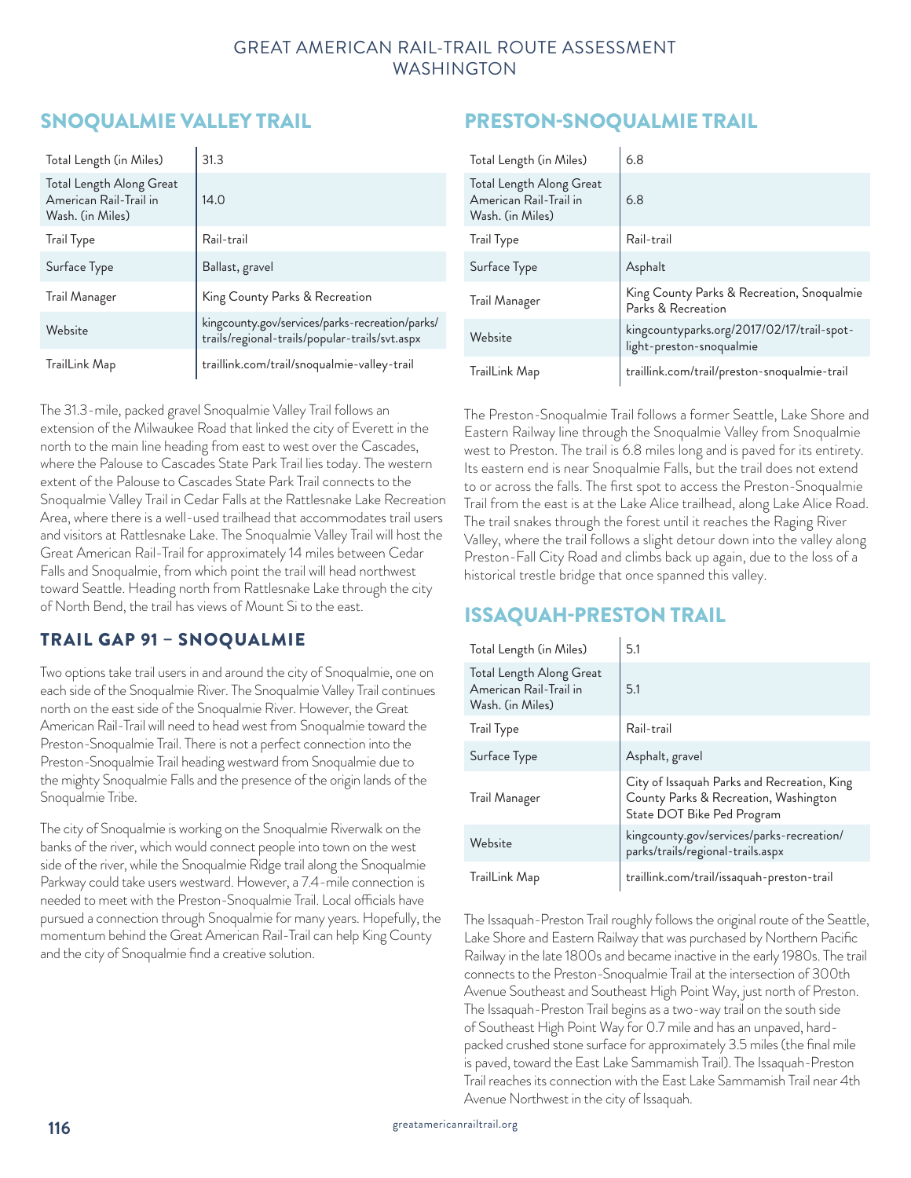## SNOQUALMIE VALLEY TRAIL

| | |
|---|---|
| Total Length (in Miles) | 31.3 |
| Total Length Along Great American Rail-Trail in Wash. (in Miles) | 14.0 |
| Trail Type | Rail-trail |
| Surface Type | Ballast, gravel |
| Trail Manager | King County Parks & Recreation |
| Website | kingcounty.gov/services/parks-recreation/parks/trails/regional-trails/popular-trails/svt.aspx |
| TrailLink Map | traillink.com/trail/snoqualmie-valley-trail |

The 31.3-mile, packed gravel Snoqualmie Valley Trail follows an extension of the Milwaukee Road that linked the city of Everett in the north to the main line heading from east to west over the Cascades, where the Palouse to Cascades State Park Trail lies today. The western extent of the Palouse to Cascades State Park Trail connects to the Snoqualmie Valley Trail in Cedar Falls at the Rattlesnake Lake Recreation Area, where there is a well-used trailhead that accommodates trail users and visitors at Rattlesnake Lake. The Snoqualmie Valley Trail will host the Great American Rail-Trail for approximately 14 miles between Cedar Falls and Snoqualmie, from which point the trail will head northwest toward Seattle. Heading north from Rattlesnake Lake through the city of North Bend, the trail has views of Mount Si to the east.

### TRAIL GAP 91 – SNOQUALMIE

Two options take trail users in and around the city of Snoqualmie, one on each side of the Snoqualmie River. The Snoqualmie Valley Trail continues north on the east side of the Snoqualmie River. However, the Great American Rail-Trail will need to head west from Snoqualmie toward the Preston-Snoqualmie Trail. There is not a perfect connection into the Preston-Snoqualmie Trail heading westward from Snoqualmie due to the mighty Snoqualmie Falls and the presence of the origin lands of the Snoqualmie Tribe.

The city of Snoqualmie is working on the Snoqualmie Riverwalk on the banks of the river, which would connect people into town on the west side of the river, while the Snoqualmie Ridge trail along the Snoqualmie Parkway could take users westward. However, a 7.4-mile connection is needed to meet with the Preston-Snoqualmie Trail. Local officials have pursued a connection through Snoqualmie for many years. Hopefully, the momentum behind the Great American Rail-Trail can help King County and the city of Snoqualmie find a creative solution.

## PRESTON-SNOQUALMIE TRAIL

| | |
|---|---|
| Total Length (in Miles) | 6.8 |
| Total Length Along Great American Rail-Trail in Wash. (in Miles) | 6.8 |
| Trail Type | Rail-trail |
| Surface Type | Asphalt |
| Trail Manager | King County Parks & Recreation, Snoqualmie Parks & Recreation |
| Website | kingcountyparks.org/2017/02/17/trail-spot-light-preston-snoqualmie |
| TrailLink Map | traillink.com/trail/preston-snoqualmie-trail |

The Preston-Snoqualmie Trail follows a former Seattle, Lake Shore and Eastern Railway line through the Snoqualmie Valley from Snoqualmie west to Preston. The trail is 6.8 miles long and is paved for its entirety. Its eastern end is near Snoqualmie Falls, but the trail does not extend to or across the falls. The first spot to access the Preston-Snoqualmie Trail from the east is at the Lake Alice trailhead, along Lake Alice Road. The trail snakes through the forest until it reaches the Raging River Valley, where the trail follows a slight detour down into the valley along Preston-Fall City Road and climbs back up again, due to the loss of a historical trestle bridge that once spanned this valley.

## ISSAQUAH-PRESTON TRAIL

| | |
|---|---|
| Total Length (in Miles) | 5.1 |
| Total Length Along Great American Rail-Trail in Wash. (in Miles) | 5.1 |
| Trail Type | Rail-trail |
| Surface Type | Asphalt, gravel |
| Trail Manager | City of Issaquah Parks and Recreation, King County Parks & Recreation, Washington State DOT Bike Ped Program |
| Website | kingcounty.gov/services/parks-recreation/parks/trails/regional-trails.aspx |
| TrailLink Map | traillink.com/trail/issaquah-preston-trail |

The Issaquah-Preston Trail roughly follows the original route of the Seattle, Lake Shore and Eastern Railway that was purchased by Northern Pacific Railway in the late 1800s and became inactive in the early 1980s. The trail connects to the Preston-Snoqualmie Trail at the intersection of 300th Avenue Southeast and Southeast High Point Way, just north of Preston. The Issaquah-Preston Trail begins as a two-way trail on the south side of Southeast High Point Way for 0.7 mile and has an unpaved, hard-packed crushed stone surface for approximately 3.5 miles (the final mile is paved, toward the East Lake Sammamish Trail). The Issaquah-Preston Trail reaches its connection with the East Lake Sammamish Trail near 4th Avenue Northwest in the city of Issaquah.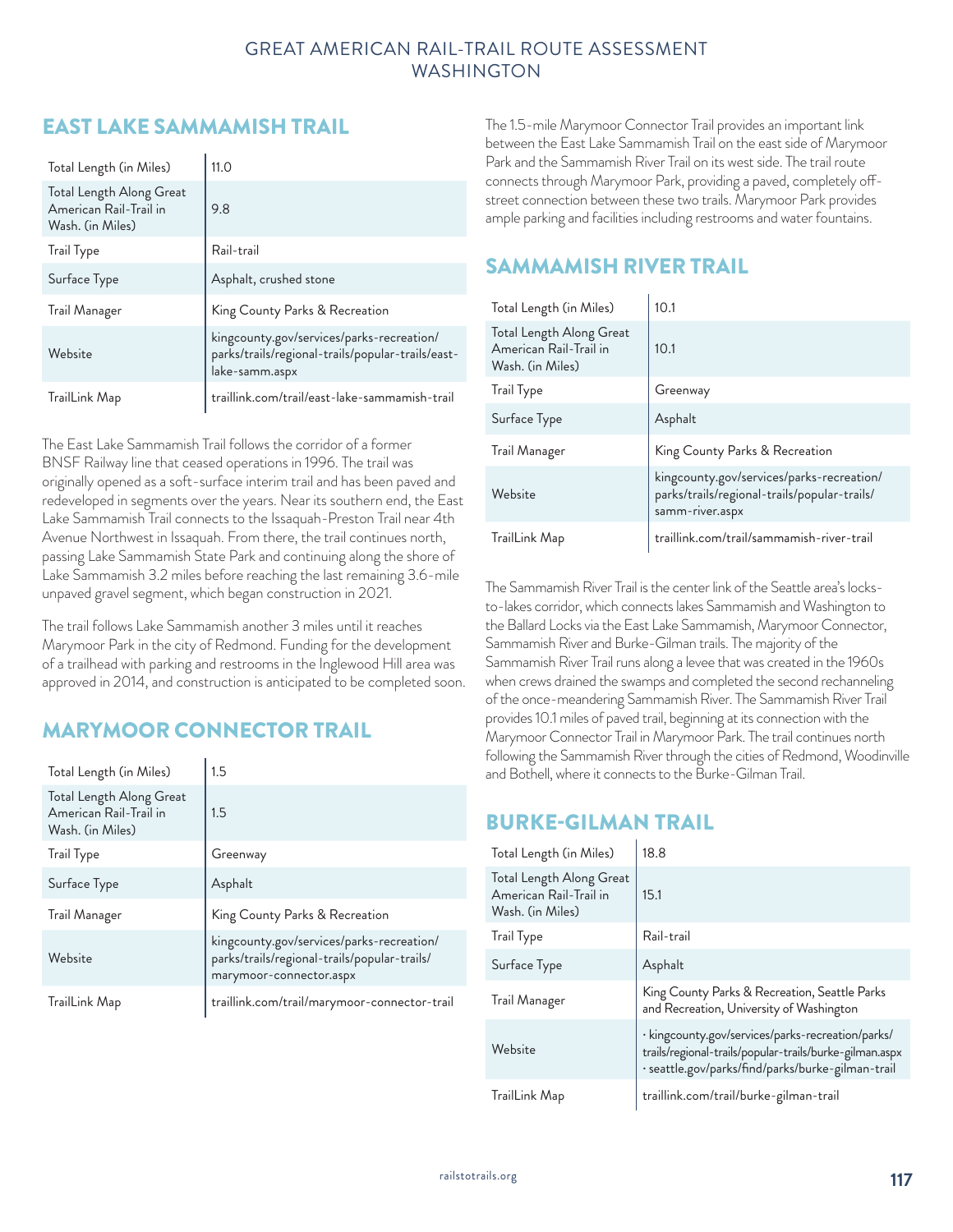## EAST LAKE SAMMAMISH TRAIL

| | |
|---|---|
| Total Length (in Miles) | 11.0 |
| Total Length Along Great American Rail-Trail in Wash. (in Miles) | 9.8 |
| Trail Type | Rail-trail |
| Surface Type | Asphalt, crushed stone |
| Trail Manager | King County Parks & Recreation |
| Website | kingcounty.gov/services/parks-recreation/parks/trails/regional-trails/popular-trails/east-lake-samm.aspx |
| TrailLink Map | traillink.com/trail/east-lake-sammamish-trail |

The East Lake Sammamish Trail follows the corridor of a former BNSF Railway line that ceased operations in 1996. The trail was originally opened as a soft-surface interim trail and has been paved and redeveloped in segments over the years. Near its southern end, the East Lake Sammamish Trail connects to the Issaquah-Preston Trail near 4th Avenue Northwest in Issaquah. From there, the trail continues north, passing Lake Sammamish State Park and continuing along the shore of Lake Sammamish 3.2 miles before reaching the last remaining 3.6-mile unpaved gravel segment, which began construction in 2021.

The trail follows Lake Sammamish another 3 miles until it reaches Marymoor Park in the city of Redmond. Funding for the development of a trailhead with parking and restrooms in the Inglewood Hill area was approved in 2014, and construction is anticipated to be completed soon.

## MARYMOOR CONNECTOR TRAIL

| | |
|---|---|
| Total Length (in Miles) | 1.5 |
| Total Length Along Great American Rail-Trail in Wash. (in Miles) | 1.5 |
| Trail Type | Greenway |
| Surface Type | Asphalt |
| Trail Manager | King County Parks & Recreation |
| Website | kingcounty.gov/services/parks-recreation/parks/trails/regional-trails/popular-trails/marymoor-connector.aspx |
| TrailLink Map | traillink.com/trail/marymoor-connector-trail |

The 1.5-mile Marymoor Connector Trail provides an important link between the East Lake Sammamish Trail on the east side of Marymoor Park and the Sammamish River Trail on its west side. The trail route connects through Marymoor Park, providing a paved, completely off-street connection between these two trails. Marymoor Park provides ample parking and facilities including restrooms and water fountains.

## SAMMAMISH RIVER TRAIL

| | |
|---|---|
| Total Length (in Miles) | 10.1 |
| Total Length Along Great American Rail-Trail in Wash. (in Miles) | 10.1 |
| Trail Type | Greenway |
| Surface Type | Asphalt |
| Trail Manager | King County Parks & Recreation |
| Website | kingcounty.gov/services/parks-recreation/parks/trails/regional-trails/popular-trails/samm-river.aspx |
| TrailLink Map | traillink.com/trail/sammamish-river-trail |

The Sammamish River Trail is the center link of the Seattle area's locks-to-lakes corridor, which connects lakes Sammamish and Washington to the Ballard Locks via the East Lake Sammamish, Marymoor Connector, Sammamish River and Burke-Gilman trails. The majority of the Sammamish River Trail runs along a levee that was created in the 1960s when crews drained the swamps and completed the second rechanneling of the once-meandering Sammamish River. The Sammamish River Trail provides 10.1 miles of paved trail, beginning at its connection with the Marymoor Connector Trail in Marymoor Park. The trail continues north following the Sammamish River through the cities of Redmond, Woodinville and Bothell, where it connects to the Burke-Gilman Trail.

## BURKE-GILMAN TRAIL

| | |
|---|---|
| Total Length (in Miles) | 18.8 |
| Total Length Along Great American Rail-Trail in Wash. (in Miles) | 15.1 |
| Trail Type | Rail-trail |
| Surface Type | Asphalt |
| Trail Manager | King County Parks & Recreation, Seattle Parks and Recreation, University of Washington |
| Website | · kingcounty.gov/services/parks-recreation/parks/trails/regional-trails/popular-trails/burke-gilman.aspx · seattle.gov/parks/find/parks/burke-gilman-trail |
| TrailLink Map | traillink.com/trail/burke-gilman-trail |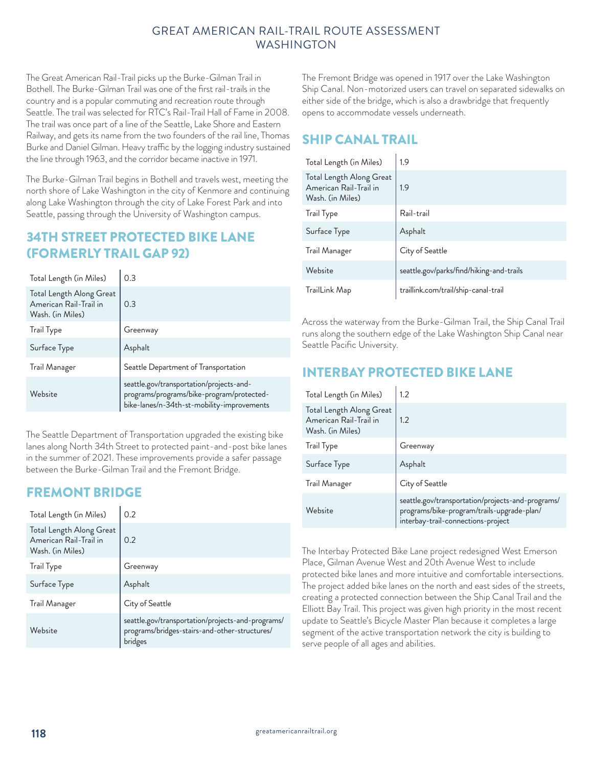The Great American Rail-Trail picks up the Burke-Gilman Trail in Bothell. The Burke-Gilman Trail was one of the first rail-trails in the country and is a popular commuting and recreation route through Seattle. The trail was selected for RTC's Rail-Trail Hall of Fame in 2008. The trail was once part of a line of the Seattle, Lake Shore and Eastern Railway, and gets its name from the two founders of the rail line, Thomas Burke and Daniel Gilman. Heavy traffic by the logging industry sustained the line through 1963, and the corridor became inactive in 1971.

The Burke-Gilman Trail begins in Bothell and travels west, meeting the north shore of Lake Washington in the city of Kenmore and continuing along Lake Washington through the city of Lake Forest Park and into Seattle, passing through the University of Washington campus.

## 34TH STREET PROTECTED BIKE LANE (FORMERLY TRAIL GAP 92)

| Total Length (in Miles) | 0.3 |
|---|---|
| Total Length Along Great American Rail-Trail in Wash. (in Miles) | 0.3 |
| Trail Type | Greenway |
| Surface Type | Asphalt |
| Trail Manager | Seattle Department of Transportation |
| Website | seattle.gov/transportation/projects-and-programs/programs/bike-program/protected-bike-lanes/n-34th-st-mobility-improvements |

The Seattle Department of Transportation upgraded the existing bike lanes along North 34th Street to protected paint-and-post bike lanes in the summer of 2021. These improvements provide a safer passage between the Burke-Gilman Trail and the Fremont Bridge.

## FREMONT BRIDGE

| Total Length (in Miles) | 0.2 |
|---|---|
| Total Length Along Great American Rail-Trail in Wash. (in Miles) | 0.2 |
| Trail Type | Greenway |
| Surface Type | Asphalt |
| Trail Manager | City of Seattle |
| Website | seattle.gov/transportation/projects-and-programs/programs/bridges-stairs-and-other-structures/bridges |

The Fremont Bridge was opened in 1917 over the Lake Washington Ship Canal. Non-motorized users can travel on separated sidewalks on either side of the bridge, which is also a drawbridge that frequently opens to accommodate vessels underneath.

## SHIP CANAL TRAIL

| Total Length (in Miles) | 1.9 |
|---|---|
| Total Length Along Great American Rail-Trail in Wash. (in Miles) | 1.9 |
| Trail Type | Rail-trail |
| Surface Type | Asphalt |
| Trail Manager | City of Seattle |
| Website | seattle.gov/parks/find/hiking-and-trails |
| TrailLink Map | traillink.com/trail/ship-canal-trail |

Across the waterway from the Burke-Gilman Trail, the Ship Canal Trail runs along the southern edge of the Lake Washington Ship Canal near Seattle Pacific University.

## INTERBAY PROTECTED BIKE LANE

| Total Length (in Miles) | 1.2 |
|---|---|
| Total Length Along Great American Rail-Trail in Wash. (in Miles) | 1.2 |
| Trail Type | Greenway |
| Surface Type | Asphalt |
| Trail Manager | City of Seattle |
| Website | seattle.gov/transportation/projects-and-programs/programs/bike-program/trails-upgrade-plan/interbay-trail-connections-project |

The Interbay Protected Bike Lane project redesigned West Emerson Place, Gilman Avenue West and 20th Avenue West to include protected bike lanes and more intuitive and comfortable intersections. The project added bike lanes on the north and east sides of the streets, creating a protected connection between the Ship Canal Trail and the Elliott Bay Trail. This project was given high priority in the most recent update to Seattle's Bicycle Master Plan because it completes a large segment of the active transportation network the city is building to serve people of all ages and abilities.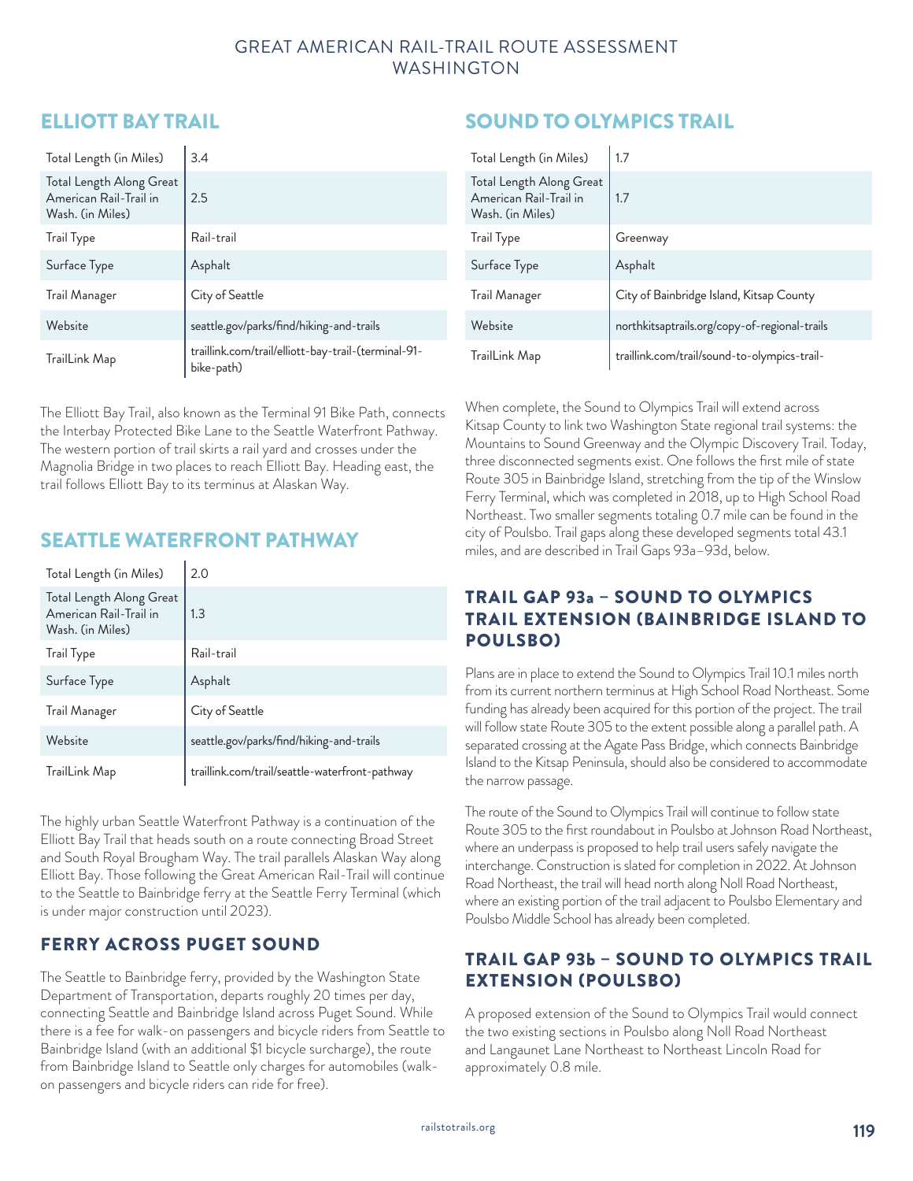## ELLIOTT BAY TRAIL

| | |
|---|---|
| Total Length (in Miles) | 3.4 |
| Total Length Along Great American Rail-Trail in Wash. (in Miles) | 2.5 |
| Trail Type | Rail-trail |
| Surface Type | Asphalt |
| Trail Manager | City of Seattle |
| Website | seattle.gov/parks/find/hiking-and-trails |
| TrailLink Map | traillink.com/trail/elliott-bay-trail-(terminal-91-bike-path) |

The Elliott Bay Trail, also known as the Terminal 91 Bike Path, connects the Interbay Protected Bike Lane to the Seattle Waterfront Pathway. The western portion of trail skirts a rail yard and crosses under the Magnolia Bridge in two places to reach Elliott Bay. Heading east, the trail follows Elliott Bay to its terminus at Alaskan Way.

## SEATTLE WATERFRONT PATHWAY

| | |
|---|---|
| Total Length (in Miles) | 2.0 |
| Total Length Along Great American Rail-Trail in Wash. (in Miles) | 1.3 |
| Trail Type | Rail-trail |
| Surface Type | Asphalt |
| Trail Manager | City of Seattle |
| Website | seattle.gov/parks/find/hiking-and-trails |
| TrailLink Map | traillink.com/trail/seattle-waterfront-pathway |

The highly urban Seattle Waterfront Pathway is a continuation of the Elliott Bay Trail that heads south on a route connecting Broad Street and South Royal Brougham Way. The trail parallels Alaskan Way along Elliott Bay. Those following the Great American Rail-Trail will continue to the Seattle to Bainbridge ferry at the Seattle Ferry Terminal (which is under major construction until 2023).

### FERRY ACROSS PUGET SOUND

The Seattle to Bainbridge ferry, provided by the Washington State Department of Transportation, departs roughly 20 times per day, connecting Seattle and Bainbridge Island across Puget Sound. While there is a fee for walk-on passengers and bicycle riders from Seattle to Bainbridge Island (with an additional $1 bicycle surcharge), the route from Bainbridge Island to Seattle only charges for automobiles (walk-on passengers and bicycle riders can ride for free).

## SOUND TO OLYMPICS TRAIL

| | |
|---|---|
| Total Length (in Miles) | 1.7 |
| Total Length Along Great American Rail-Trail in Wash. (in Miles) | 1.7 |
| Trail Type | Greenway |
| Surface Type | Asphalt |
| Trail Manager | City of Bainbridge Island, Kitsap County |
| Website | northkitsaptrails.org/copy-of-regional-trails |
| TrailLink Map | traillink.com/trail/sound-to-olympics-trail- |

When complete, the Sound to Olympics Trail will extend across Kitsap County to link two Washington State regional trail systems: the Mountains to Sound Greenway and the Olympic Discovery Trail. Today, three disconnected segments exist. One follows the first mile of state Route 305 in Bainbridge Island, stretching from the tip of the Winslow Ferry Terminal, which was completed in 2018, up to High School Road Northeast. Two smaller segments totaling 0.7 mile can be found in the city of Poulsbo. Trail gaps along these developed segments total 43.1 miles, and are described in Trail Gaps 93a–93d, below.

### TRAIL GAP 93a – SOUND TO OLYMPICS TRAIL EXTENSION (BAINBRIDGE ISLAND TO POULSBO)

Plans are in place to extend the Sound to Olympics Trail 10.1 miles north from its current northern terminus at High School Road Northeast. Some funding has already been acquired for this portion of the project. The trail will follow state Route 305 to the extent possible along a parallel path. A separated crossing at the Agate Pass Bridge, which connects Bainbridge Island to the Kitsap Peninsula, should also be considered to accommodate the narrow passage.

The route of the Sound to Olympics Trail will continue to follow state Route 305 to the first roundabout in Poulsbo at Johnson Road Northeast, where an underpass is proposed to help trail users safely navigate the interchange. Construction is slated for completion in 2022. At Johnson Road Northeast, the trail will head north along Noll Road Northeast, where an existing portion of the trail adjacent to Poulsbo Elementary and Poulsbo Middle School has already been completed.

### TRAIL GAP 93b – SOUND TO OLYMPICS TRAIL EXTENSION (POULSBO)

A proposed extension of the Sound to Olympics Trail would connect the two existing sections in Poulsbo along Noll Road Northeast and Langaunet Lane Northeast to Northeast Lincoln Road for approximately 0.8 mile.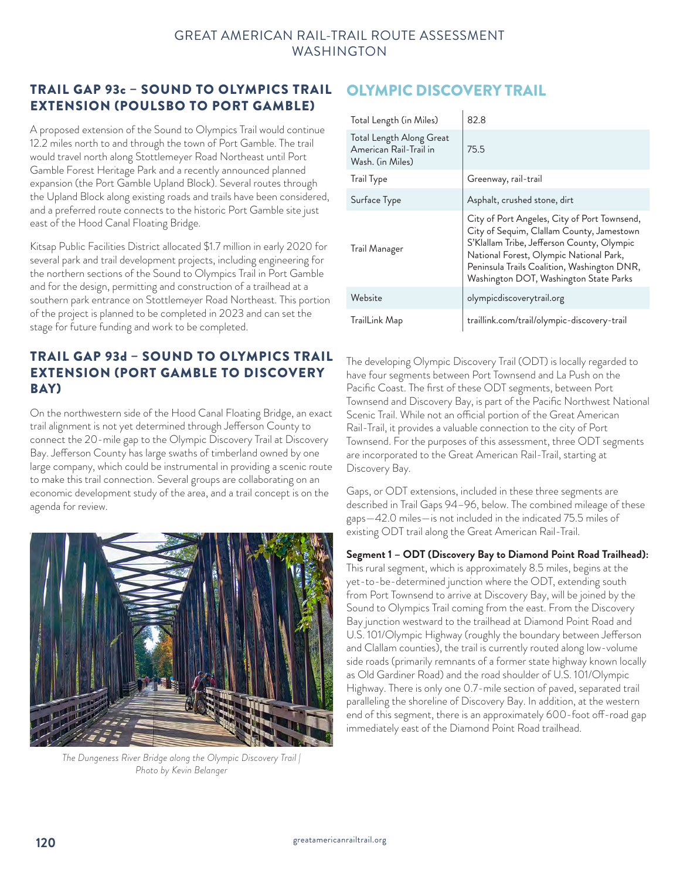## TRAIL GAP 93c – SOUND TO OLYMPICS TRAIL EXTENSION (POULSBO TO PORT GAMBLE)

A proposed extension of the Sound to Olympics Trail would continue 12.2 miles north to and through the town of Port Gamble. The trail would travel north along Stottlemeyer Road Northeast until Port Gamble Forest Heritage Park and a recently announced planned expansion (the Port Gamble Upland Block). Several routes through the Upland Block along existing roads and trails have been considered, and a preferred route connects to the historic Port Gamble site just east of the Hood Canal Floating Bridge.

Kitsap Public Facilities District allocated $1.7 million in early 2020 for several park and trail development projects, including engineering for the northern sections of the Sound to Olympics Trail in Port Gamble and for the design, permitting and construction of a trailhead at a southern park entrance on Stottlemeyer Road Northeast. This portion of the project is planned to be completed in 2023 and can set the stage for future funding and work to be completed.

## TRAIL GAP 93d – SOUND TO OLYMPICS TRAIL EXTENSION (PORT GAMBLE TO DISCOVERY BAY)

On the northwestern side of the Hood Canal Floating Bridge, an exact trail alignment is not yet determined through Jefferson County to connect the 20-mile gap to the Olympic Discovery Trail at Discovery Bay. Jefferson County has large swaths of timberland owned by one large company, which could be instrumental in providing a scenic route to make this trail connection. Several groups are collaborating on an economic development study of the area, and a trail concept is on the agenda for review.

*The Dungeness River Bridge along the Olympic Discovery Trail | Photo by Kevin Belanger*

## OLYMPIC DISCOVERY TRAIL

| | |
|---|---|
| Total Length (in Miles) | 82.8 |
| Total Length Along Great American Rail-Trail in Wash. (in Miles) | 75.5 |
| Trail Type | Greenway, rail-trail |
| Surface Type | Asphalt, crushed stone, dirt |
| Trail Manager | City of Port Angeles, City of Port Townsend, City of Sequim, Clallam County, Jamestown S'Klallam Tribe, Jefferson County, Olympic National Forest, Olympic National Park, Peninsula Trails Coalition, Washington DNR, Washington DOT, Washington State Parks |
| Website | olympicdiscoverytrail.org |
| TrailLink Map | traillink.com/trail/olympic-discovery-trail |

The developing Olympic Discovery Trail (ODT) is locally regarded to have four segments between Port Townsend and La Push on the Pacific Coast. The first of these ODT segments, between Port Townsend and Discovery Bay, is part of the Pacific Northwest National Scenic Trail. While not an official portion of the Great American Rail-Trail, it provides a valuable connection to the city of Port Townsend. For the purposes of this assessment, three ODT segments are incorporated to the Great American Rail-Trail, starting at Discovery Bay.

Gaps, or ODT extensions, included in these three segments are described in Trail Gaps 94–96, below. The combined mileage of these gaps—42.0 miles—is not included in the indicated 75.5 miles of existing ODT trail along the Great American Rail-Trail.

**Segment 1 – ODT (Discovery Bay to Diamond Point Road Trailhead):** This rural segment, which is approximately 8.5 miles, begins at the yet-to-be-determined junction where the ODT, extending south from Port Townsend to arrive at Discovery Bay, will be joined by the Sound to Olympics Trail coming from the east. From the Discovery Bay junction westward to the trailhead at Diamond Point Road and U.S. 101/Olympic Highway (roughly the boundary between Jefferson and Clallam counties), the trail is currently routed along low-volume side roads (primarily remnants of a former state highway known locally as Old Gardiner Road) and the road shoulder of U.S. 101/Olympic Highway. There is only one 0.7-mile section of paved, separated trail paralleling the shoreline of Discovery Bay. In addition, at the western end of this segment, there is an approximately 600-foot off-road gap immediately east of the Diamond Point Road trailhead.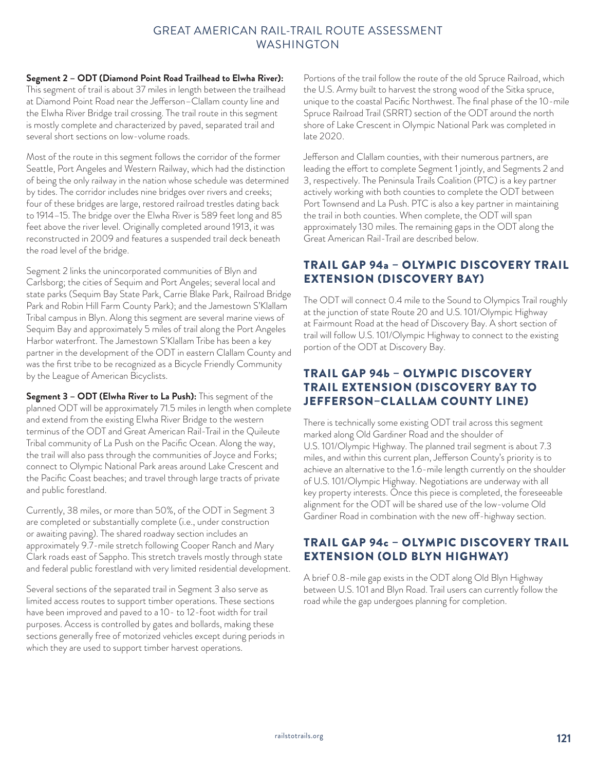**Segment 2 – ODT (Diamond Point Road Trailhead to Elwha River):** This segment of trail is about 37 miles in length between the trailhead at Diamond Point Road near the Jefferson–Clallam county line and the Elwha River Bridge trail crossing. The trail route in this segment is mostly complete and characterized by paved, separated trail and several short sections on low-volume roads.

Most of the route in this segment follows the corridor of the former Seattle, Port Angeles and Western Railway, which had the distinction of being the only railway in the nation whose schedule was determined by tides. The corridor includes nine bridges over rivers and creeks; four of these bridges are large, restored railroad trestles dating back to 1914–15. The bridge over the Elwha River is 589 feet long and 85 feet above the river level. Originally completed around 1913, it was reconstructed in 2009 and features a suspended trail deck beneath the road level of the bridge.

Segment 2 links the unincorporated communities of Blyn and Carlsborg; the cities of Sequim and Port Angeles; several local and state parks (Sequim Bay State Park, Carrie Blake Park, Railroad Bridge Park and Robin Hill Farm County Park); and the Jamestown S'Klallam Tribal campus in Blyn. Along this segment are several marine views of Sequim Bay and approximately 5 miles of trail along the Port Angeles Harbor waterfront. The Jamestown S'Klallam Tribe has been a key partner in the development of the ODT in eastern Clallam County and was the first tribe to be recognized as a Bicycle Friendly Community by the League of American Bicyclists.

**Segment 3 – ODT (Elwha River to La Push):** This segment of the planned ODT will be approximately 71.5 miles in length when complete and extend from the existing Elwha River Bridge to the western terminus of the ODT and Great American Rail-Trail in the Quileute Tribal community of La Push on the Pacific Ocean. Along the way, the trail will also pass through the communities of Joyce and Forks; connect to Olympic National Park areas around Lake Crescent and the Pacific Coast beaches; and travel through large tracts of private and public forestland.

Currently, 38 miles, or more than 50%, of the ODT in Segment 3 are completed or substantially complete (i.e., under construction or awaiting paving). The shared roadway section includes an approximately 9.7-mile stretch following Cooper Ranch and Mary Clark roads east of Sappho. This stretch travels mostly through state and federal public forestland with very limited residential development.

Several sections of the separated trail in Segment 3 also serve as limited access routes to support timber operations. These sections have been improved and paved to a 10- to 12-foot width for trail purposes. Access is controlled by gates and bollards, making these sections generally free of motorized vehicles except during periods in which they are used to support timber harvest operations.

Portions of the trail follow the route of the old Spruce Railroad, which the U.S. Army built to harvest the strong wood of the Sitka spruce, unique to the coastal Pacific Northwest. The final phase of the 10-mile Spruce Railroad Trail (SRRT) section of the ODT around the north shore of Lake Crescent in Olympic National Park was completed in late 2020.

Jefferson and Clallam counties, with their numerous partners, are leading the effort to complete Segment 1 jointly, and Segments 2 and 3, respectively. The Peninsula Trails Coalition (PTC) is a key partner actively working with both counties to complete the ODT between Port Townsend and La Push. PTC is also a key partner in maintaining the trail in both counties. When complete, the ODT will span approximately 130 miles. The remaining gaps in the ODT along the Great American Rail-Trail are described below.

## TRAIL GAP 94a – OLYMPIC DISCOVERY TRAIL EXTENSION (DISCOVERY BAY)

The ODT will connect 0.4 mile to the Sound to Olympics Trail roughly at the junction of state Route 20 and U.S. 101/Olympic Highway at Fairmount Road at the head of Discovery Bay. A short section of trail will follow U.S. 101/Olympic Highway to connect to the existing portion of the ODT at Discovery Bay.

## TRAIL GAP 94b – OLYMPIC DISCOVERY TRAIL EXTENSION (DISCOVERY BAY TO JEFFERSON–CLALLAM COUNTY LINE)

There is technically some existing ODT trail across this segment marked along Old Gardiner Road and the shoulder of U.S. 101/Olympic Highway. The planned trail segment is about 7.3 miles, and within this current plan, Jefferson County's priority is to achieve an alternative to the 1.6-mile length currently on the shoulder of U.S. 101/Olympic Highway. Negotiations are underway with all key property interests. Once this piece is completed, the foreseeable alignment for the ODT will be shared use of the low-volume Old Gardiner Road in combination with the new off-highway section.

## TRAIL GAP 94c – OLYMPIC DISCOVERY TRAIL EXTENSION (OLD BLYN HIGHWAY)

A brief 0.8-mile gap exists in the ODT along Old Blyn Highway between U.S. 101 and Blyn Road. Trail users can currently follow the road while the gap undergoes planning for completion.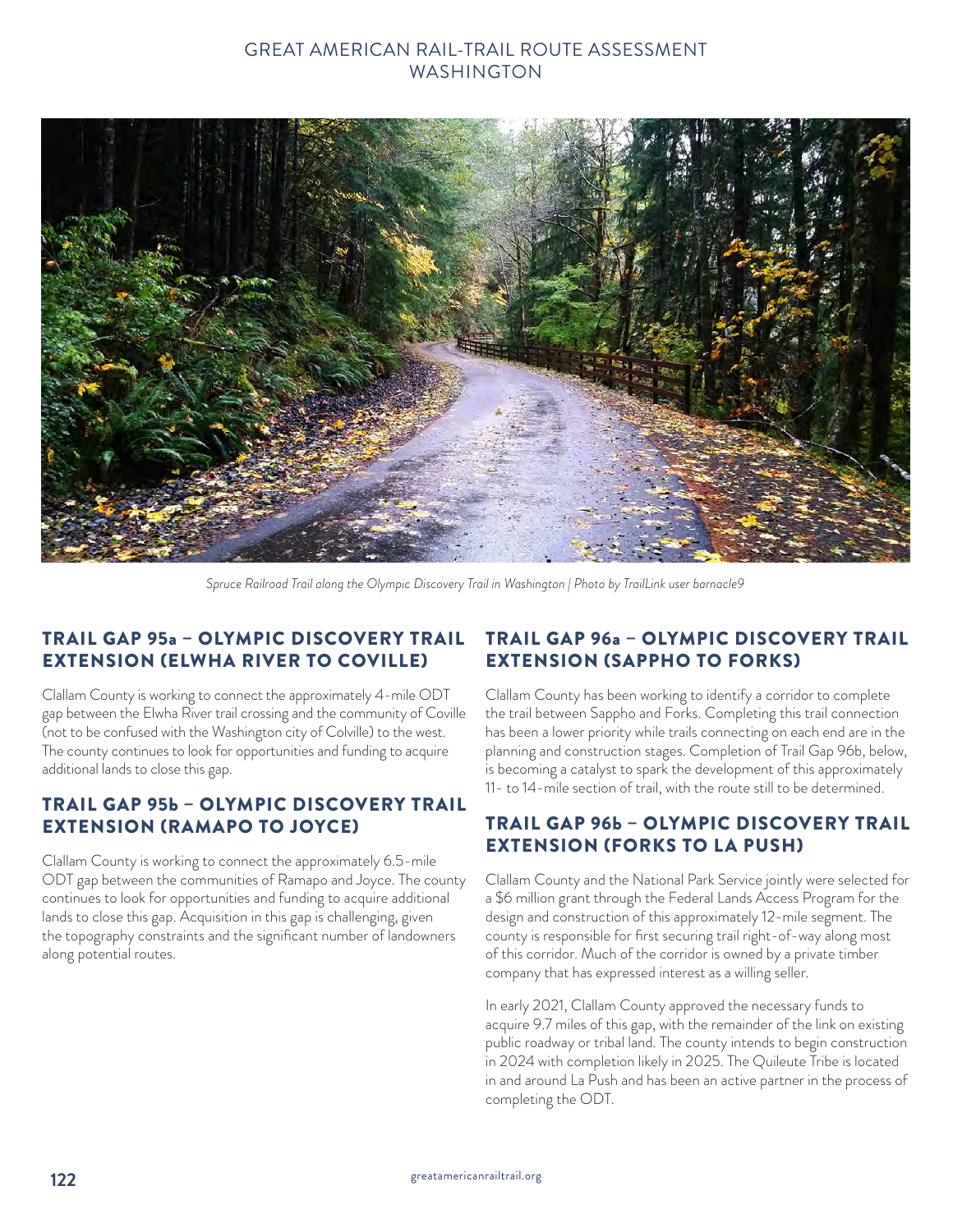Spruce Railroad Trail along the Olympic Discovery Trail in Washington | Photo by TrailLink user barnacle9

## TRAIL GAP 95a – OLYMPIC DISCOVERY TRAIL EXTENSION (ELWHA RIVER TO COVILLE)

Clallam County is working to connect the approximately 4-mile ODT gap between the Elwha River trail crossing and the community of Coville (not to be confused with the Washington city of Colville) to the west. The county continues to look for opportunities and funding to acquire additional lands to close this gap.

## TRAIL GAP 95b – OLYMPIC DISCOVERY TRAIL EXTENSION (RAMAPO TO JOYCE)

Clallam County is working to connect the approximately 6.5-mile ODT gap between the communities of Ramapo and Joyce. The county continues to look for opportunities and funding to acquire additional lands to close this gap. Acquisition in this gap is challenging, given the topography constraints and the significant number of landowners along potential routes.

## TRAIL GAP 96a – OLYMPIC DISCOVERY TRAIL EXTENSION (SAPPHO TO FORKS)

Clallam County has been working to identify a corridor to complete the trail between Sappho and Forks. Completing this trail connection has been a lower priority while trails connecting on each end are in the planning and construction stages. Completion of Trail Gap 96b, below, is becoming a catalyst to spark the development of this approximately 11- to 14-mile section of trail, with the route still to be determined.

## TRAIL GAP 96b – OLYMPIC DISCOVERY TRAIL EXTENSION (FORKS TO LA PUSH)

Clallam County and the National Park Service jointly were selected for a $6 million grant through the Federal Lands Access Program for the design and construction of this approximately 12-mile segment. The county is responsible for first securing trail right-of-way along most of this corridor. Much of the corridor is owned by a private timber company that has expressed interest as a willing seller.

In early 2021, Clallam County approved the necessary funds to acquire 9.7 miles of this gap, with the remainder of the link on existing public roadway or tribal land. The county intends to begin construction in 2024 with completion likely in 2025. The Quileute Tribe is located in and around La Push and has been an active partner in the process of completing the ODT.